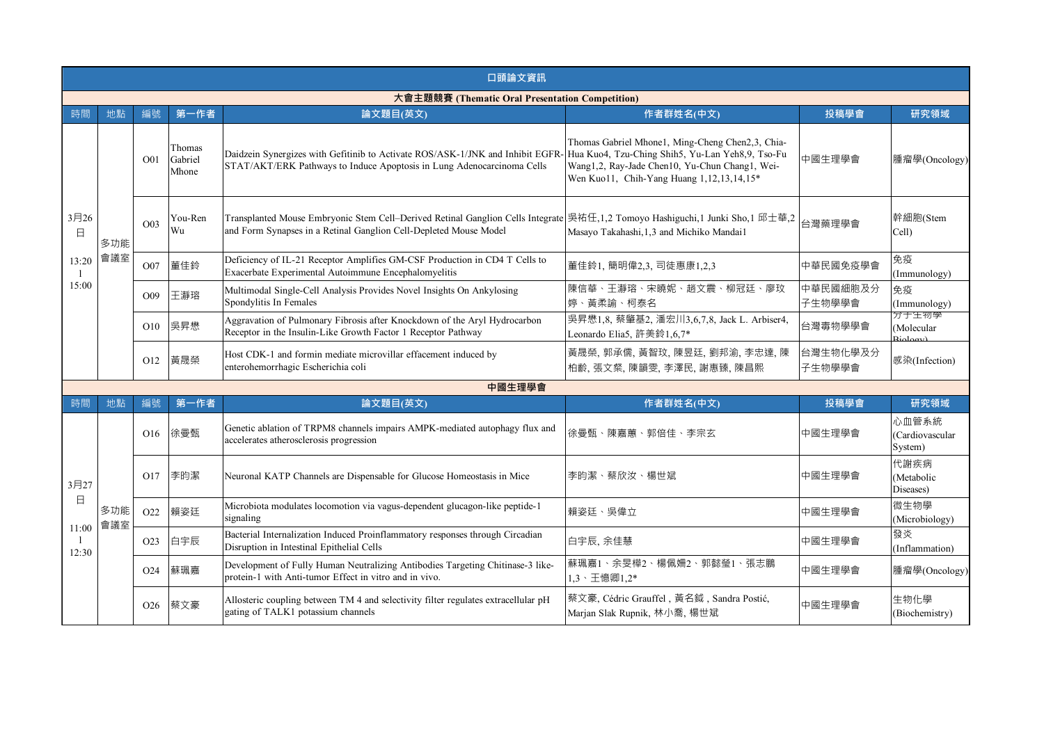## 口頭論文資訊

### 大會主題競賽 (Thematic Oral Presentation Competition)

| 時間 | 地點 | 編號 | 第一作者 | 論文題目(英文) | 作者群姓名(中文) | 投稿學會 | 研究領域 |
|---|---|---|---|---|---|---|---|
| 3月26日 13:20 - 15:00 | 多功能會議室 | O01 | Thomas Gabriel Mhone | Daidzein Synergizes with Gefitinib to Activate ROS/ASK-1/JNK and Inhibit EGFR-STAT/AKT/ERK Pathways to Induce Apoptosis in Lung Adenocarcinoma Cells | Thomas Gabriel Mhone1, Ming-Cheng Chen2,3, Chia-Hua Kuo4, Tzu-Ching Shih5, Yu-Lan Yeh8,9, Tso-Fu Wang1,2, Ray-Jade Chen10, Yu-Chun Chang1, Wei-Wen Kuo11, Chih-Yang Huang 1,12,13,14,15* | 中國生理學會 | 腫瘤學(Oncology) |
| | | O03 | You-Ren Wu | Transplanted Mouse Embryonic Stem Cell–Derived Retinal Ganglion Cells Integrate and Form Synapses in a Retinal Ganglion Cell-Depleted Mouse Model | 吳祐任,1,2 Tomoyo Hashiguchi,1 Junki Sho,1 邱士華,2 Masayo Takahashi,1,3 and Michiko Mandai1 | 台灣藥理學會 | 幹細胞(Stem Cell) |
| | | O07 | 董佳鈴 | Deficiency of IL-21 Receptor Amplifies GM-CSF Production in CD4 T Cells to Exacerbate Experimental Autoimmune Encephalomyelitis | 董佳鈴1, 簡明偉2,3, 司徒惠康1,2,3 | 中華民國免疫學會 | 免疫(Immunology) |
| | | O09 | 王瀞瑢 | Multimodal Single-Cell Analysis Provides Novel Insights On Ankylosing Spondylitis In Females | 陳信華、王瀞瑢、宋曉妮、趙文震、柳冠廷、廖玟婷、黃柔諭、柯泰名 | 中華民國細胞及分子生物學學會 | 免疫(Immunology) |
| | | O10 | 吳昇懋 | Aggravation of Pulmonary Fibrosis after Knockdown of the Aryl Hydrocarbon Receptor in the Insulin-Like Growth Factor 1 Receptor Pathway | 吳昇懋1,8, 蔡肇基2, 潘宏川3,6,7,8, Jack L. Arbiser4, Leonardo Elia5, 許美鈴1,6,7* | 台灣毒物學學會 | 分子生物學(Molecular Biology) |
| | | O12 | 黃晟榮 | Host CDK-1 and formin mediate microvillar effacement induced by enterohemorrhagic Escherichia coli | 黃晟榮, 郭承儒, 黃智玫, 陳昱廷, 劉邦渝, 李忠達, 陳柏齡, 張文粲, 陳韻雯, 李澤民, 謝惠臻, 陳昌熙 | 台灣生物化學及分子生物學學會 | 感染(Infection) |

### 中國生理學會

| 時間 | 地點 | 編號 | 第一作者 | 論文題目(英文) | 作者群姓名(中文) | 投稿學會 | 研究領域 |
|---|---|---|---|---|---|---|---|
| 3月27日 11:00 - 12:30 | 多功能會議室 | O16 | 徐曼甄 | Genetic ablation of TRPM8 channels impairs AMPK-mediated autophagy flux and accelerates atherosclerosis progression | 徐曼甄、陳嘉蕙、郭倍佳、李宗玄 | 中國生理學會 | 心血管系統(Cardiovascular System) |
| | | O17 | 李昀潔 | Neuronal KATP Channels are Dispensable for Glucose Homeostasis in Mice | 李昀潔、蔡欣汝、楊世斌 | 中國生理學會 | 代謝疾病(Metabolic Diseases) |
| | | O22 | 賴姿廷 | Microbiota modulates locomotion via vagus-dependent glucagon-like peptide-1 signaling | 賴姿廷、吳偉立 | 中國生理學會 | 微生物學(Microbiology) |
| | | O23 | 白宇辰 | Bacterial Internalization Induced Proinflammatory responses through Circadian Disruption in Intestinal Epithelial Cells | 白宇辰, 余佳慧 | 中國生理學會 | 發炎(Inflammation) |
| | | O24 | 蘇珮嘉 | Development of Fully Human Neutralizing Antibodies Targeting Chitinase-3 like-protein-1 with Anti-tumor Effect in vitro and in vivo. | 蘇珮嘉1、余旻樺2、楊佩嫺2、郭懿瑩1、張志鵬1,3、王憶卿1,2* | 中國生理學會 | 腫瘤學(Oncology) |
| | | O26 | 蔡文豪 | Allosteric coupling between TM 4 and selectivity filter regulates extracellular pH gating of TALK1 potassium channels | 蔡文豪, Cédric Grauffel , 黃名鉞 , Sandra Postić, Marjan Slak Rupnik, 林小喬, 楊世斌 | 中國生理學會 | 生物化學(Biochemistry) |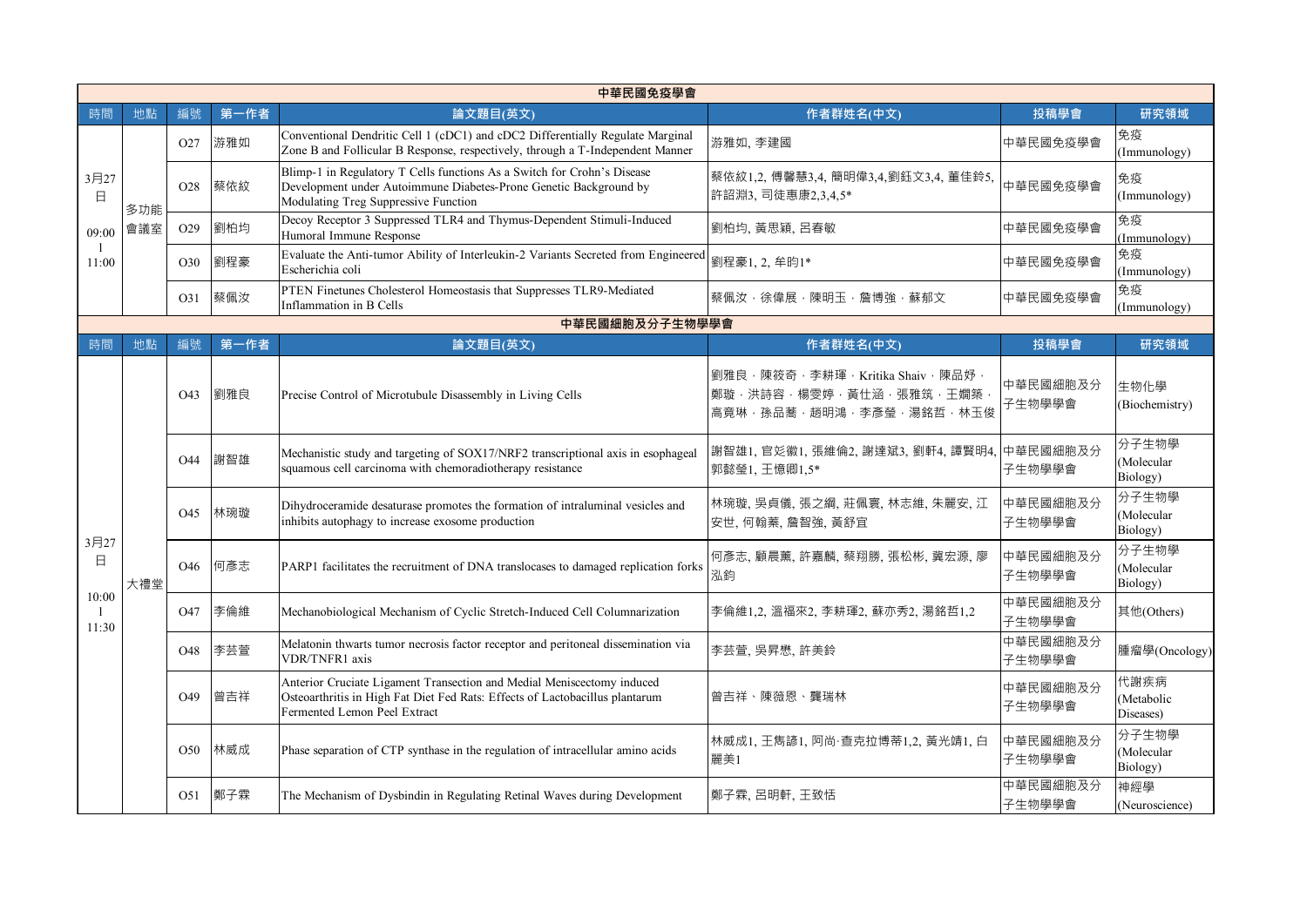## 中華民國免疫學會

| 時間 | 地點 | 編號 | 第一作者 | 論文題目(英文) | 作者群姓名(中文) | 投稿學會 | 研究領域 |
|---|---|---|---|---|---|---|---|
| 3月27日 09:00 - 11:00 | 多功能會議室 | O27 | 游雅如 | Conventional Dendritic Cell 1 (cDC1) and cDC2 Differentially Regulate Marginal Zone B and Follicular B Response, respectively, through a T-Independent Manner | 游雅如, 李建國 | 中華民國免疫學會 | 免疫(Immunology) |
| | | O28 | 蔡依紋 | Blimp-1 in Regulatory T Cells functions As a Switch for Crohn's Disease Development under Autoimmune Diabetes-Prone Genetic Background by Modulating Treg Suppressive Function | 蔡依紋1,2, 傅馨慧3,4, 簡明偉3,4,劉鈺文3,4, 董佳鈴5, 許詔淵3, 司徒惠康2,3,4,5* | 中華民國免疫學會 | 免疫(Immunology) |
| | | O29 | 劉柏均 | Decoy Receptor 3 Suppressed TLR4 and Thymus-Dependent Stimuli-Induced Humoral Immune Response | 劉柏均, 黃思穎, 呂春敏 | 中華民國免疫學會 | 免疫(Immunology) |
| | | O30 | 劉程豪 | Evaluate the Anti-tumor Ability of Interleukin-2 Variants Secreted from Engineered Escherichia coli | 劉程豪1, 2, 牟昀1* | 中華民國免疫學會 | 免疫(Immunology) |
| | | O31 | 蔡佩汝 | PTEN Finetunes Cholesterol Homeostasis that Suppresses TLR9-Mediated Inflammation in B Cells | 蔡佩汝．徐偉展．陳明玉．詹博強．蘇郁文 | 中華民國免疫學會 | 免疫(Immunology) |

## 中華民國細胞及分子生物學學會

| 時間 | 地點 | 編號 | 第一作者 | 論文題目(英文) | 作者群姓名(中文) | 投稿學會 | 研究領域 |
|---|---|---|---|---|---|---|---|
| 3月27日 10:00 - 11:30 | 大禮堂 | O43 | 劉雅良 | Precise Control of Microtubule Disassembly in Living Cells | 劉雅良．陳筱奇．李耕琿．Kritika Shaiv．陳品妤．鄭璇．洪詩容．楊雯婷．黃仕涵．張雅筑．王嫺築．高竟琳．孫品蓁．趙明鴻．李彥瑩．湯銘哲．林玉俊 | 中華民國細胞及分子生物學學會 | 生物化學(Biochemistry) |
| | | O44 | 謝智雄 | Mechanistic study and targeting of SOX17/NRF2 transcriptional axis in esophageal squamous cell carcinoma with chemoradiotherapy resistance | 謝智雄1, 官彣徽1, 張維倫2, 謝達斌3, 劉軒4, 譚賢明4, 郭懿瑩1, 王憶卿1,5* | 中華民國細胞及分子生物學學會 | 分子生物學(Molecular Biology) |
| | | O45 | 林琬璇 | Dihydroceramide desaturase promotes the formation of intraluminal vesicles and inhibits autophagy to increase exosome production | 林琬璇, 吳貞儀, 張之綱, 莊佩寰, 林志維, 朱麗安, 江安世, 何翰蓁, 詹智強, 黃舒宜 | 中華民國細胞及分子生物學學會 | 分子生物學(Molecular Biology) |
| | | O46 | 何彥志 | PARP1 facilitates the recruitment of DNA translocases to damaged replication forks | 何彥志, 顧晨薰, 許嘉麟, 蔡翔勝, 張松彬, 冀宏源, 廖泓鈞 | 中華民國細胞及分子生物學學會 | 分子生物學(Molecular Biology) |
| | | O47 | 李倫維 | Mechanobiological Mechanism of Cyclic Stretch-Induced Cell Columnarization | 李倫維1,2, 溫福來2, 李耕琿2, 蘇亦秀2, 湯銘哲1,2 | 中華民國細胞及分子生物學學會 | 其他(Others) |
| | | O48 | 李芸萱 | Melatonin thwarts tumor necrosis factor receptor and peritoneal dissemination via VDR/TNFR1 axis | 李芸萱, 吳昇懋, 許美鈴 | 中華民國細胞及分子生物學學會 | 腫瘤學(Oncology) |
| | | O49 | 曾吉祥 | Anterior Cruciate Ligament Transection and Medial Meniscectomy induced Osteoarthritis in High Fat Diet Fed Rats: Effects of Lactobacillus plantarum Fermented Lemon Peel Extract | 曾吉祥、陳薇恩、龔瑞林 | 中華民國細胞及分子生物學學會 | 代謝疾病(Metabolic Diseases) |
| | | O50 | 林威成 | Phase separation of CTP synthase in the regulation of intracellular amino acids | 林威成1, 王雋諺1, 阿尚·查克拉博蒂1,2, 黃光靖1, 白麗美1 | 中華民國細胞及分子生物學學會 | 分子生物學(Molecular Biology) |
| | | O51 | 鄭子霖 | The Mechanism of Dysbindin in Regulating Retinal Waves during Development | 鄭子霖, 呂明軒, 王致恬 | 中華民國細胞及分子生物學學會 | 神經學(Neuroscience) |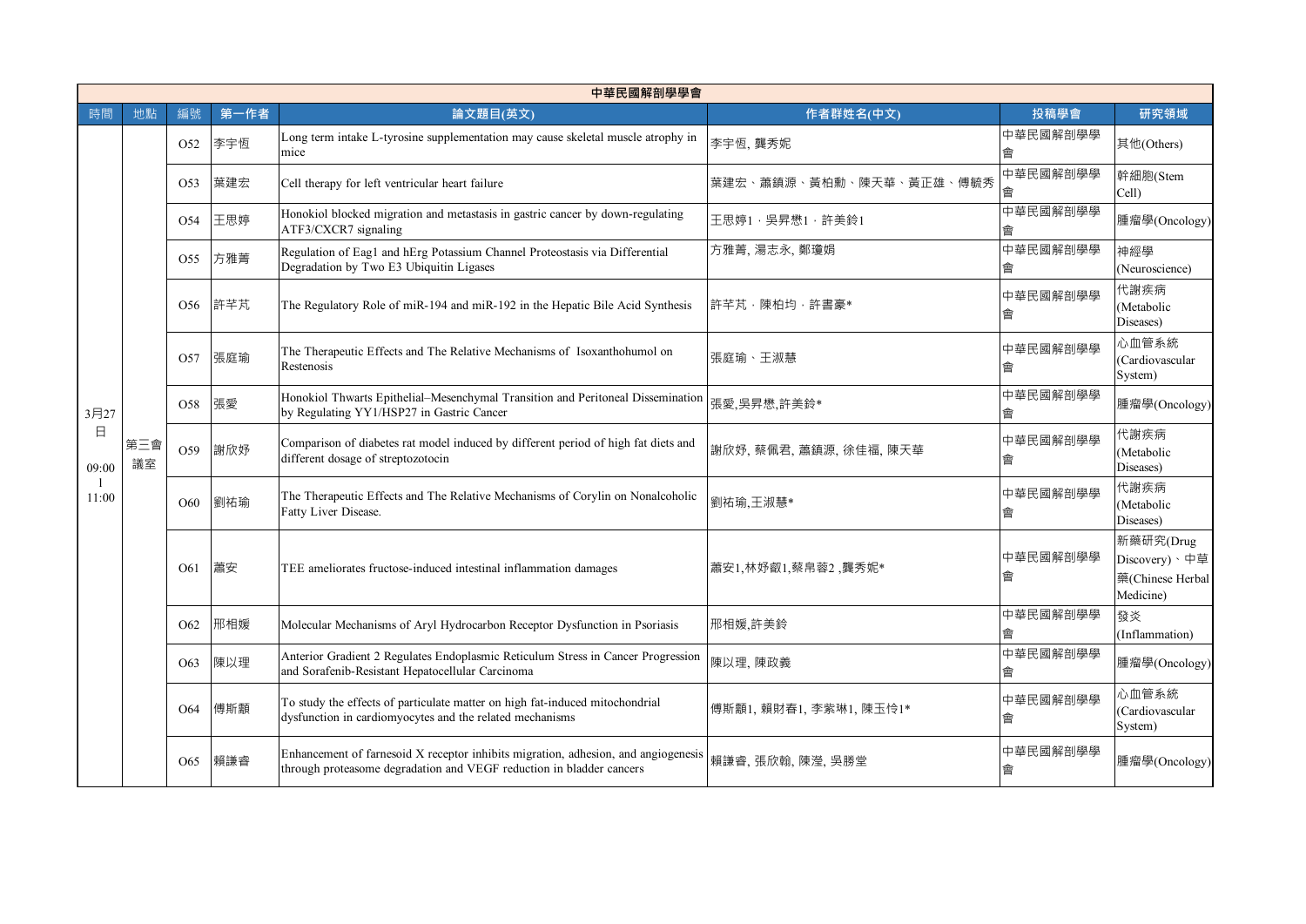| 中華民國解剖學學會 | | | | | | | |
|---|---|---|---|---|---|---|---|
| 時間 | 地點 | 編號 | 第一作者 | 論文題目(英文) | 作者群姓名(中文) | 投稿學會 | 研究領域 |
| 3月27日 09:00 l 11:00 | 第三會議室 | O52 | 李宇恆 | Long term intake L-tyrosine supplementation may cause skeletal muscle atrophy in mice | 李宇恆, 龔秀妮 | 中華民國解剖學學會 | 其他(Others) |
| | | O53 | 葉建宏 | Cell therapy for left ventricular heart failure | 葉建宏、蕭鎮源、黃柏勳、陳天華、黃正雄、傅毓秀 | 中華民國解剖學學會 | 幹細胞(Stem Cell) |
| | | O54 | 王思婷 | Honokiol blocked migration and metastasis in gastric cancer by down-regulating ATF3/CXCR7 signaling | 王思婷1，吳昇懋1，許美鈴1 | 中華民國解剖學學會 | 腫瘤學(Oncology) |
| | | O55 | 方雅菁 | Regulation of Eag1 and hErg Potassium Channel Proteostasis via Differential Degradation by Two E3 Ubiquitin Ligases | 方雅菁, 湯志永, 鄭瓊娟 | 中華民國解剖學學會 | 神經學(Neuroscience) |
| | | O56 | 許芊芃 | The Regulatory Role of miR-194 and miR-192 in the Hepatic Bile Acid Synthesis | 許芊芃，陳柏均，許書豪* | 中華民國解剖學學會 | 代謝疾病(Metabolic Diseases) |
| | | O57 | 張庭瑜 | The Therapeutic Effects and The Relative Mechanisms of Isoxanthohumol on Restenosis | 張庭瑜、王淑慧 | 中華民國解剖學學會 | 心血管系統(Cardiovascular System) |
| | | O58 | 張愛 | Honokiol Thwarts Epithelial–Mesenchymal Transition and Peritoneal Dissemination by Regulating YY1/HSP27 in Gastric Cancer | 張愛,吳昇懋,許美鈴* | 中華民國解剖學學會 | 腫瘤學(Oncology) |
| | | O59 | 謝欣妤 | Comparison of diabetes rat model induced by different period of high fat diets and different dosage of streptozotocin | 謝欣妤, 蔡佩君, 蕭鎮源, 徐佳福, 陳天華 | 中華民國解剖學學會 | 代謝疾病(Metabolic Diseases) |
| | | O60 | 劉祐瑜 | The Therapeutic Effects and The Relative Mechanisms of Corylin on Nonalcoholic Fatty Liver Disease. | 劉祐瑜,王淑慧* | 中華民國解剖學學會 | 代謝疾病(Metabolic Diseases) |
| | | O61 | 蕭安 | TEE ameliorates fructose-induced intestinal inflammation damages | 蕭安1,林妤叡1,蔡帛蓉2 ,龔秀妮* | 中華民國解剖學學會 | 新藥研究(Drug Discovery)、中草藥(Chinese Herbal Medicine) |
| | | O62 | 邢相媛 | Molecular Mechanisms of Aryl Hydrocarbon Receptor Dysfunction in Psoriasis | 邢相媛,許美鈴 | 中華民國解剖學學會 | 發炎(Inflammation) |
| | | O63 | 陳以理 | Anterior Gradient 2 Regulates Endoplasmic Reticulum Stress in Cancer Progression and Sorafenib-Resistant Hepatocellular Carcinoma | 陳以理, 陳政義 | 中華民國解剖學學會 | 腫瘤學(Oncology) |
| | | O64 | 傅斯顥 | To study the effects of particulate matter on high fat-induced mitochondrial dysfunction in cardiomyocytes and the related mechanisms | 傅斯顥1, 賴財春1, 李紫琳1, 陳玉怜1* | 中華民國解剖學學會 | 心血管系統(Cardiovascular System) |
| | | O65 | 賴謙睿 | Enhancement of farnesoid X receptor inhibits migration, adhesion, and angiogenesis through proteasome degradation and VEGF reduction in bladder cancers | 賴謙睿, 張欣翰, 陳瀅, 吳勝堂 | 中華民國解剖學學會 | 腫瘤學(Oncology) |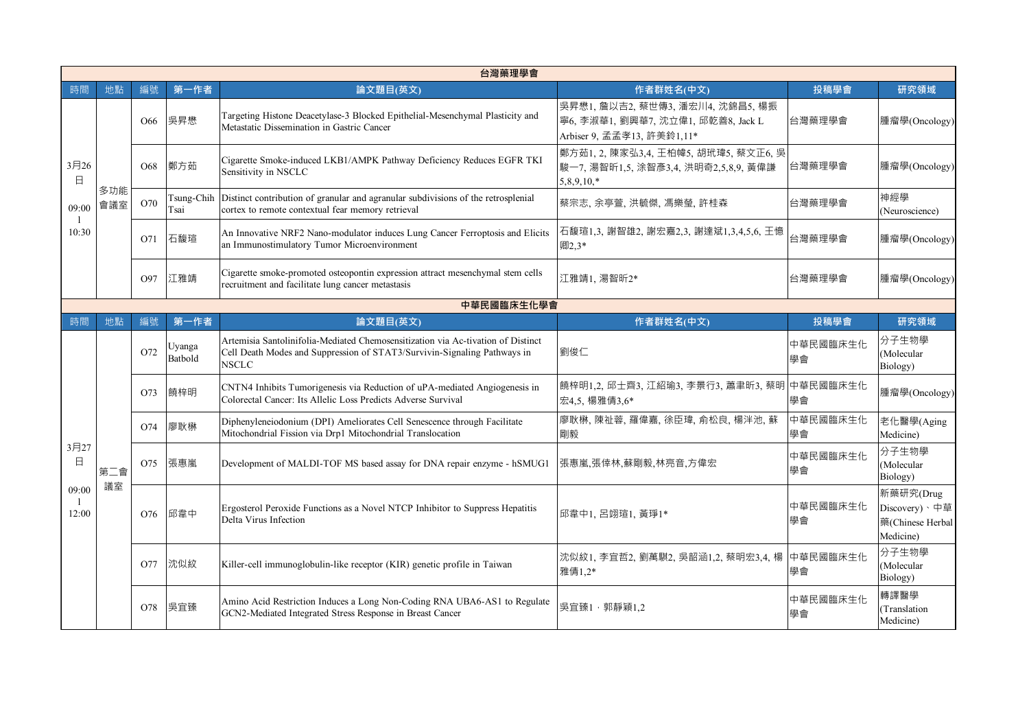## 台灣藥理學會

| 時間 | 地點 | 編號 | 第一作者 | 論文題目(英文) | 作者群姓名(中文) | 投稿學會 | 研究領域 |
|---|---|---|---|---|---|---|---|
| 3月26日 09:00 l 10:30 | 多功能會議室 | O66 | 吳昇懋 | Targeting Histone Deacetylase-3 Blocked Epithelial-Mesenchymal Plasticity and Metastatic Dissemination in Gastric Cancer | 吳昇懋1, 詹以吉2, 蔡世傳3, 潘宏川4, 沈錦昌5, 楊振寧6, 李淑華1, 劉興華7, 沈立偉1, 邱乾善8, Jack L Arbiser 9, 孟孟孝13, 許美鈴1,11* | 台灣藥理學會 | 腫瘤學(Oncology) |
| | | O68 | 鄭方茹 | Cigarette Smoke-induced LKB1/AMPK Pathway Deficiency Reduces EGFR TKI Sensitivity in NSCLC | 鄭方茹1, 2, 陳家弘3,4, 王柏幃5, 胡玳瑋5, 蔡文正6, 吳駿一7, 湯智昕1,5, 涂智彥3,4, 洪明奇2,5,8,9, 黃偉謙5,8,9,10,* | 台灣藥理學會 | 腫瘤學(Oncology) |
| | | O70 | Tsung-Chih Tsai | Distinct contribution of granular and agranular subdivisions of the retrosplenial cortex to remote contextual fear memory retrieval | 蔡宗志, 余亭萱, 洪毓傑, 馮樂瑩, 許桂森 | 台灣藥理學會 | 神經學(Neuroscience) |
| | | O71 | 石馥瑄 | An Innovative NRF2 Nano-modulator induces Lung Cancer Ferroptosis and Elicits an Immunostimulatory Tumor Microenvironment | 石馥瑄1,3, 謝智雄2, 謝宏嘉2,3, 謝達斌1,3,4,5,6, 王憶卿2,3* | 台灣藥理學會 | 腫瘤學(Oncology) |
| | | O97 | 江雅靖 | Cigarette smoke-promoted osteopontin expression attract mesenchymal stem cells recruitment and facilitate lung cancer metastasis | 江雅靖1, 湯智昕2* | 台灣藥理學會 | 腫瘤學(Oncology) |

## 中華民國臨床生化學會

| 時間 | 地點 | 編號 | 第一作者 | 論文題目(英文) | 作者群姓名(中文) | 投稿學會 | 研究領域 |
|---|---|---|---|---|---|---|---|
| 3月27日 09:00 l 12:00 | 第二會議室 | O72 | Uyanga Batbold | Artemisia Santolinifolia-Mediated Chemosensitization via Ac-tivation of Distinct Cell Death Modes and Suppression of STAT3/Survivin-Signaling Pathways in NSCLC | 劉俊仁 | 中華民國臨床生化學會 | 分子生物學(Molecular Biology) |
| | | O73 | 饒梓明 | CNTN4 Inhibits Tumorigenesis via Reduction of uPA-mediated Angiogenesis in Colorectal Cancer: Its Allelic Loss Predicts Adverse Survival | 饒梓明1,2, 邱士齊3, 江紹瑜3, 李景行3, 蕭聿昕3, 蔡明宏4,5, 楊雅倩3,6* | 中華民國臨床生化學會 | 腫瘤學(Oncology) |
| | | O74 | 廖耿楙 | Diphenyleneiodonium (DPI) Ameliorates Cell Senescence through Facilitate Mitochondrial Fission via Drp1 Mitochondrial Translocation | 廖耿楙, 陳祉蓉, 羅偉嘉, 徐臣瑋, 俞松良, 楊洋池, 蘇剛毅 | 中華民國臨床生化學會 | 老化醫學(Aging Medicine) |
| | | O75 | 張惠嵐 | Development of MALDI-TOF MS based assay for DNA repair enzyme - hSMUG1 | 張惠嵐,張倖林,蘇剛毅,林亮音,方偉宏 | 中華民國臨床生化學會 | 分子生物學(Molecular Biology) |
| | | O76 | 邱韋中 | Ergosterol Peroxide Functions as a Novel NTCP Inhibitor to Suppress Hepatitis Delta Virus Infection | 邱韋中1, 呂翊瑄1, 黃琤1* | 中華民國臨床生化學會 | 新藥研究(Drug Discovery)、中草藥(Chinese Herbal Medicine) |
| | | O77 | 沈似紋 | Killer-cell immunoglobulin-like receptor (KIR) genetic profile in Taiwan | 沈似紋1, 李宜哲2, 劉萬騏2, 吳韶涵1,2, 蔡明宏3,4, 楊雅倩1,2* | 中華民國臨床生化學會 | 分子生物學(Molecular Biology) |
| | | O78 | 吳宜臻 | Amino Acid Restriction Induces a Long Non-Coding RNA UBA6-AS1 to Regulate GCN2-Mediated Integrated Stress Response in Breast Cancer | 吳宜臻1，郭靜穎1,2 | 中華民國臨床生化學會 | 轉譯醫學(Translation Medicine) |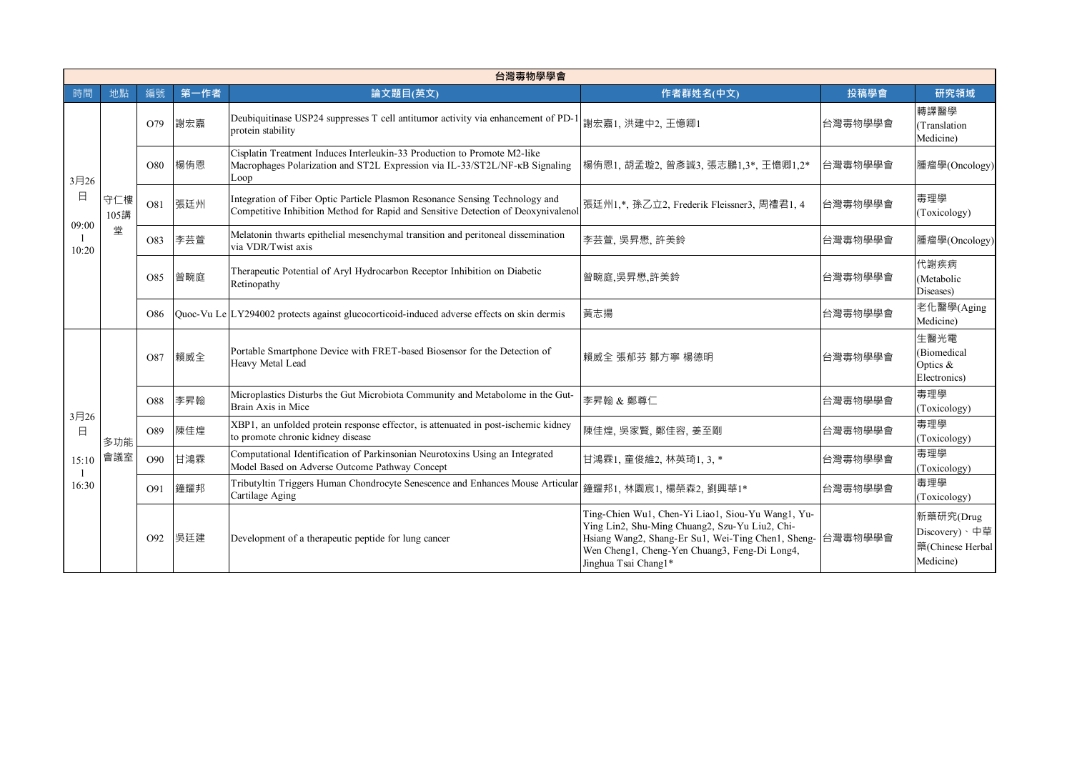| 台灣毒物學學會 | | | | | | | |
|---|---|---|---|---|---|---|---|
| 時間 | 地點 | 編號 | 第一作者 | 論文題目(英文) | 作者群姓名(中文) | 投稿學會 | 研究領域 |
| 3月26日 09:00 l 10:20 | 守仁樓105講堂 | O79 | 謝宏嘉 | Deubiquitinase USP24 suppresses T cell antitumor activity via enhancement of PD-1 protein stability | 謝宏嘉1, 洪建中2, 王憶卿1 | 台灣毒物學學會 | 轉譯醫學(Translation Medicine) |
| | | O80 | 楊侑恩 | Cisplatin Treatment Induces Interleukin-33 Production to Promote M2-like Macrophages Polarization and ST2L Expression via IL-33/ST2L/NF-κB Signaling Loop | 楊侑恩1, 胡孟璇2, 曾彥誠3, 張志鵬1,3*, 王憶卿1,2* | 台灣毒物學學會 | 腫瘤學(Oncology) |
| | | O81 | 張廷州 | Integration of Fiber Optic Particle Plasmon Resonance Sensing Technology and Competitive Inhibition Method for Rapid and Sensitive Detection of Deoxynivalenol | 張廷州1,*, 孫乙立2, Frederik Fleissner3, 周禮君1, 4 | 台灣毒物學學會 | 毒理學(Toxicology) |
| | | O83 | 李芸萱 | Melatonin thwarts epithelial mesenchymal transition and peritoneal dissemination via VDR/Twist axis | 李芸萱, 吳昇懋, 許美鈴 | 台灣毒物學學會 | 腫瘤學(Oncology) |
| | | O85 | 曾畹庭 | Therapeutic Potential of Aryl Hydrocarbon Receptor Inhibition on Diabetic Retinopathy | 曾畹庭,吳昇懋,許美鈴 | 台灣毒物學學會 | 代謝疾病(Metabolic Diseases) |
| | | O86 | Quoc-Vu Le | LY294002 protects against glucocorticoid-induced adverse effects on skin dermis | 黃志揚 | 台灣毒物學學會 | 老化醫學(Aging Medicine) |
| 3月26日 15:10 l 16:30 | 多功能會議室 | O87 | 賴威全 | Portable Smartphone Device with FRET-based Biosensor for the Detection of Heavy Metal Lead | 賴威全 張郁芬 鄒方寧 楊德明 | 台灣毒物學學會 | 生醫光電(Biomedical Optics & Electronics) |
| | | O88 | 李昇翰 | Microplastics Disturbs the Gut Microbiota Community and Metabolome in the Gut-Brain Axis in Mice | 李昇翰 & 鄭尊仁 | 台灣毒物學學會 | 毒理學(Toxicology) |
| | | O89 | 陳佳煌 | XBP1, an unfolded protein response effector, is attenuated in post-ischemic kidney to promote chronic kidney disease | 陳佳煌, 吳家賢, 鄭佳容, 姜至剛 | 台灣毒物學學會 | 毒理學(Toxicology) |
| | | O90 | 甘鴻霖 | Computational Identification of Parkinsonian Neurotoxins Using an Integrated Model Based on Adverse Outcome Pathway Concept | 甘鴻霖1, 童俊維2, 林英琦1, 3, * | 台灣毒物學學會 | 毒理學(Toxicology) |
| | | O91 | 鐘耀邦 | Tributyltin Triggers Human Chondrocyte Senescence and Enhances Mouse Articular Cartilage Aging | 鐘耀邦1, 林園宸1, 楊榮森2, 劉興華1* | 台灣毒物學學會 | 毒理學(Toxicology) |
| | | O92 | 吳廷建 | Development of a therapeutic peptide for lung cancer | Ting-Chien Wu1, Chen-Yi Liao1, Siou-Yu Wang1, Yu-Ying Lin2, Shu-Ming Chuang2, Szu-Yu Liu2, Chi-Hsiang Wang2, Shang-Er Su1, Wei-Ting Chen1, Sheng-Wen Cheng1, Cheng-Yen Chuang3, Feng-Di Long4, Jinghua Tsai Chang1* | 台灣毒物學學會 | 新藥研究(Drug Discovery)、中草藥(Chinese Herbal Medicine) |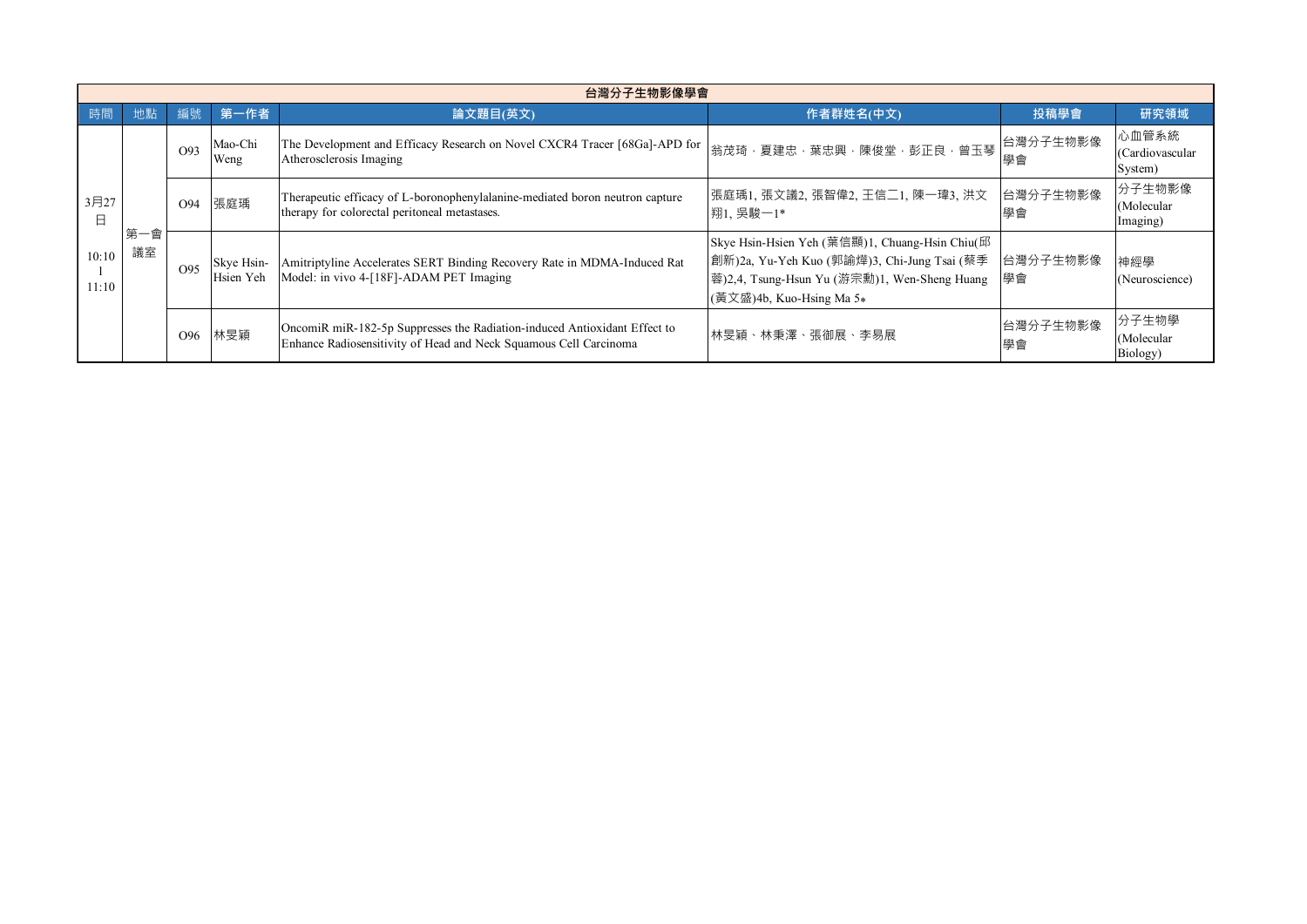| 台灣分子生物影像學會 | | | | | | | |
|---|---|---|---|---|---|---|---|
| 時間 | 地點 | 編號 | 第一作者 | 論文題目(英文) | 作者群姓名(中文) | 投稿學會 | 研究領域 |
| 3月27日 10:10 \| 11:10 | 第一會議室 | O93 | Mao-Chi Weng | The Development and Efficacy Research on Novel CXCR4 Tracer [68Ga]-APD for Atherosclerosis Imaging | 翁茂琦，夏建忠，葉忠興，陳俊堂，彭正良，曾玉琴 | 台灣分子生物影像學會 | 心血管系統 (Cardiovascular System) |
| | | O94 | 張庭瑀 | Therapeutic efficacy of L-boronophenylalanine-mediated boron neutron capture therapy for colorectal peritoneal metastases. | 張庭瑀1, 張文議2, 張智偉2, 王信二1, 陳一瑋3, 洪文翔1, 吳駿一1* | 台灣分子生物影像學會 | 分子生物影像 (Molecular Imaging) |
| | | O95 | Skye Hsin-Hsien Yeh | Amitriptyline Accelerates SERT Binding Recovery Rate in MDMA-Induced Rat Model: in vivo 4-[18F]-ADAM PET Imaging | Skye Hsin-Hsien Yeh (葉信顯)1, Chuang-Hsin Chiu(邱創新)2a, Yu-Yeh Kuo (郭諭燁)3, Chi-Jung Tsai (蔡季蓉)2,4, Tsung-Hsun Yu (游宗勳)1, Wen-Sheng Huang (黃文盛)4b, Kuo-Hsing Ma 5* | 台灣分子生物影像學會 | 神經學 (Neuroscience) |
| | | O96 | 林旻穎 | OncomiR miR-182-5p Suppresses the Radiation-induced Antioxidant Effect to Enhance Radiosensitivity of Head and Neck Squamous Cell Carcinoma | 林旻穎、林秉澤、張御展、李易展 | 台灣分子生物影像學會 | 分子生物學 (Molecular Biology) |